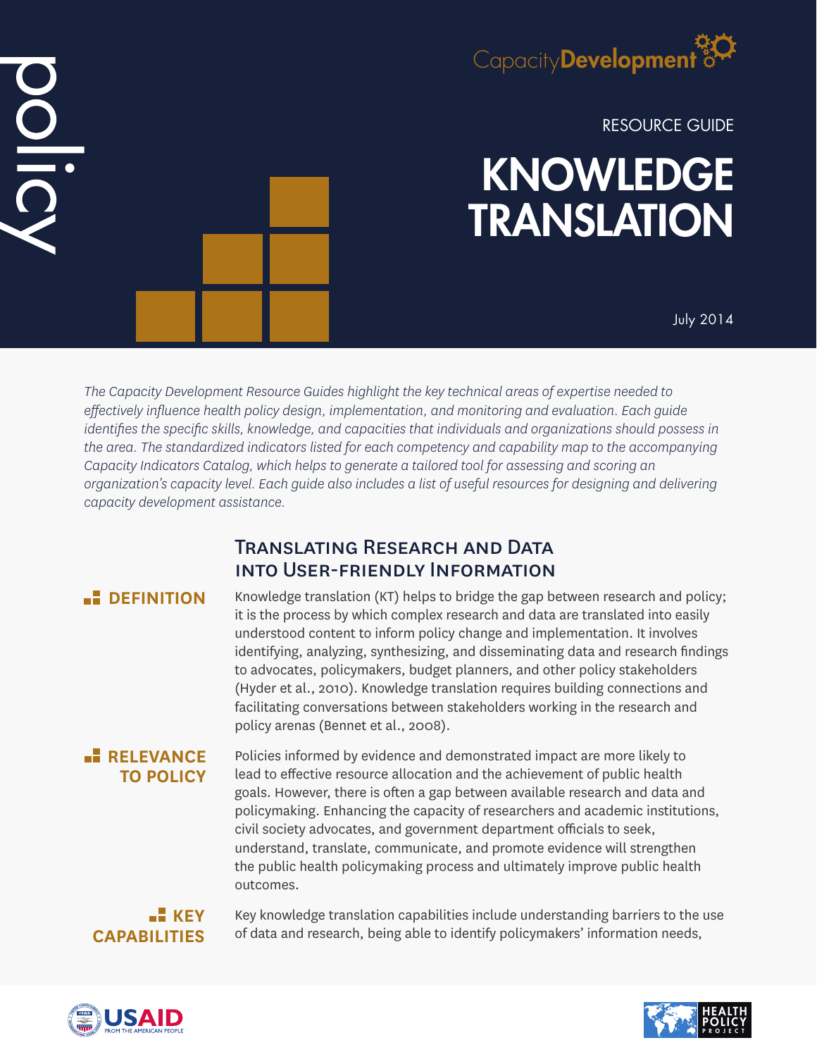policy

CapacityDevelopment

RESOURCE GUIDE

# KNOWLEDGE TRANSLATION

July 2014

*The Capacity Development Resource Guides highlight the key technical areas of expertise needed to effectively influence health policy design, implementation, and monitoring and evaluation. Each guide identifies the specific skills, knowledge, and capacities that individuals and organizations should possess in the area. The standardized indicators listed for each competency and capability map to the accompanying Capacity Indicators Catalog, which helps to generate a tailored tool for assessing and scoring an organization's capacity level. Each guide also includes a list of useful resources for designing and delivering capacity development assistance.*

## Translating Research and Data into User-friendly Information

### DEFINITION

Knowledge translation (KT) helps to bridge the gap between research and policy; it is the process by which complex research and data are translated into easily understood content to inform policy change and implementation. It involves identifying, analyzing, synthesizing, and disseminating data and research findings to advocates, policymakers, budget planners, and other policy stakeholders (Hyder et al., 2010). Knowledge translation requires building connections and facilitating conversations between stakeholders working in the research and policy arenas (Bennet et al., 2008).

### RELEVANCE TO POLICY

Policies informed by evidence and demonstrated impact are more likely to lead to effective resource allocation and the achievement of public health goals. However, there is often a gap between available research and data and policymaking. Enhancing the capacity of researchers and academic institutions, civil society advocates, and government department officials to seek, understand, translate, communicate, and promote evidence will strengthen the public health policymaking process and ultimately improve public health outcomes.

### KEY CAPABILITIES

Key knowledge translation capabilities include understanding barriers to the use of data and research, being able to identify policymakers' information needs,

USAID FROM THE AMERICAN PEOPLE

HEALTH POLICY PROJECT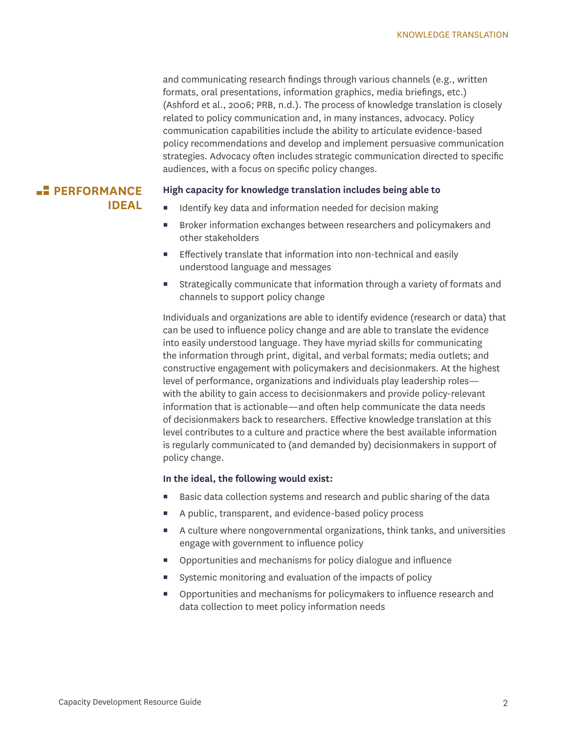and communicating research findings through various channels (e.g., written formats, oral presentations, information graphics, media briefings, etc.) (Ashford et al., 2006; PRB, n.d.). The process of knowledge translation is closely related to policy communication and, in many instances, advocacy. Policy communication capabilities include the ability to articulate evidence-based policy recommendations and develop and implement persuasive communication strategies. Advocacy often includes strategic communication directed to specific audiences, with a focus on specific policy changes.

## PERFORMANCE IDEAL

**High capacity for knowledge translation includes being able to**

- Identify key data and information needed for decision making
- Broker information exchanges between researchers and policymakers and other stakeholders
- Effectively translate that information into non-technical and easily understood language and messages
- Strategically communicate that information through a variety of formats and channels to support policy change

Individuals and organizations are able to identify evidence (research or data) that can be used to influence policy change and are able to translate the evidence into easily understood language. They have myriad skills for communicating the information through print, digital, and verbal formats; media outlets; and constructive engagement with policymakers and decisionmakers. At the highest level of performance, organizations and individuals play leadership roles—with the ability to gain access to decisionmakers and provide policy-relevant information that is actionable—and often help communicate the data needs of decisionmakers back to researchers. Effective knowledge translation at this level contributes to a culture and practice where the best available information is regularly communicated to (and demanded by) decisionmakers in support of policy change.

**In the ideal, the following would exist:**

- Basic data collection systems and research and public sharing of the data
- A public, transparent, and evidence-based policy process
- A culture where nongovernmental organizations, think tanks, and universities engage with government to influence policy
- Opportunities and mechanisms for policy dialogue and influence
- Systemic monitoring and evaluation of the impacts of policy
- Opportunities and mechanisms for policymakers to influence research and data collection to meet policy information needs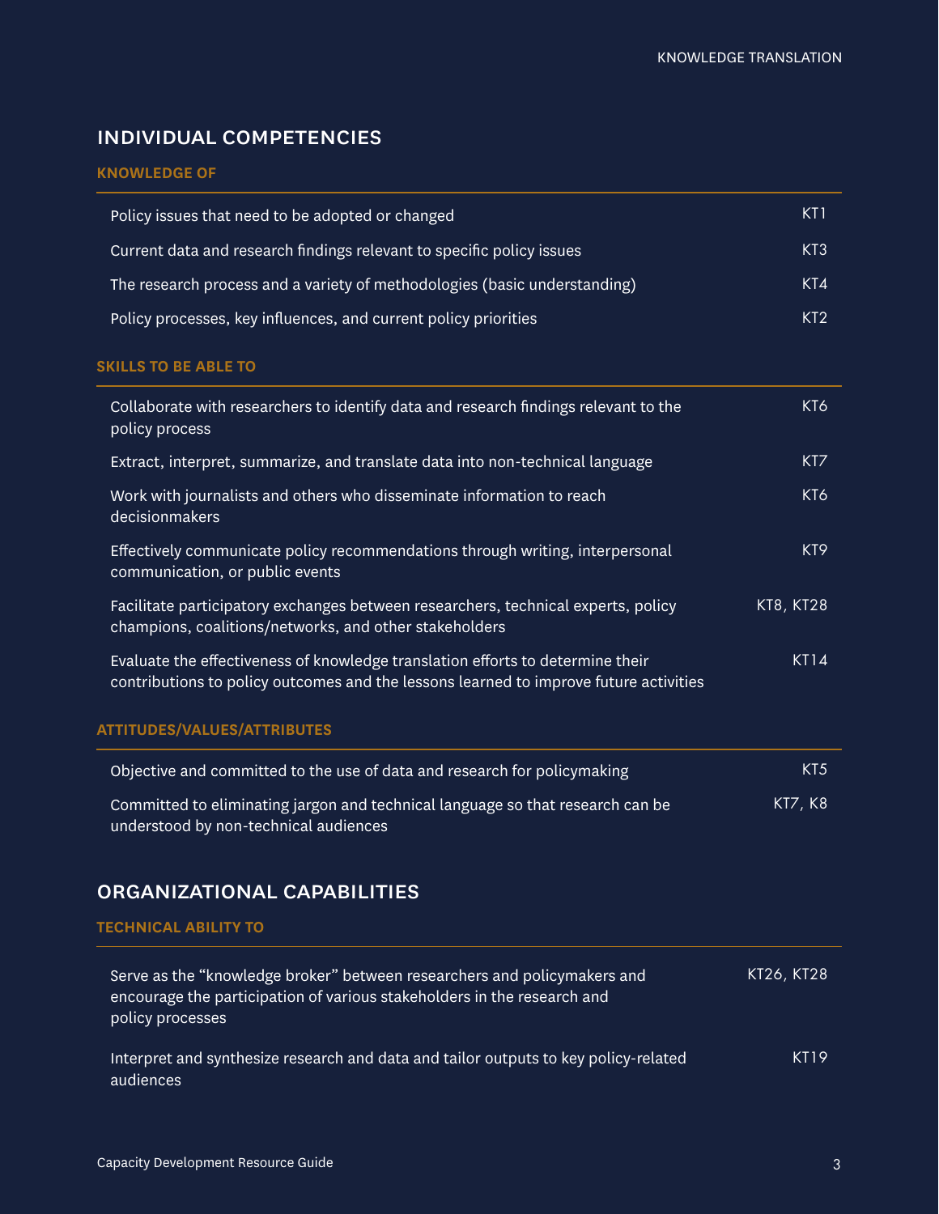## INDIVIDUAL COMPETENCIES

### KNOWLEDGE OF

| | |
|---|---|
| Policy issues that need to be adopted or changed | KT1 |
| Current data and research findings relevant to specific policy issues | KT3 |
| The research process and a variety of methodologies (basic understanding) | KT4 |
| Policy processes, key influences, and current policy priorities | KT2 |

### SKILLS TO BE ABLE TO

| | |
|---|---|
| Collaborate with researchers to identify data and research findings relevant to the policy process | KT6 |
| Extract, interpret, summarize, and translate data into non-technical language | KT7 |
| Work with journalists and others who disseminate information to reach decisionmakers | KT6 |
| Effectively communicate policy recommendations through writing, interpersonal communication, or public events | KT9 |
| Facilitate participatory exchanges between researchers, technical experts, policy champions, coalitions/networks, and other stakeholders | KT8, KT28 |
| Evaluate the effectiveness of knowledge translation efforts to determine their contributions to policy outcomes and the lessons learned to improve future activities | KT14 |

### ATTITUDES/VALUES/ATTRIBUTES

| | |
|---|---|
| Objective and committed to the use of data and research for policymaking | KT5 |
| Committed to eliminating jargon and technical language so that research can be understood by non-technical audiences | KT7, K8 |

## ORGANIZATIONAL CAPABILITIES

### TECHNICAL ABILITY TO

| | |
|---|---|
| Serve as the “knowledge broker” between researchers and policymakers and encourage the participation of various stakeholders in the research and policy processes | KT26, KT28 |
| Interpret and synthesize research and data and tailor outputs to key policy-related audiences | KT19 |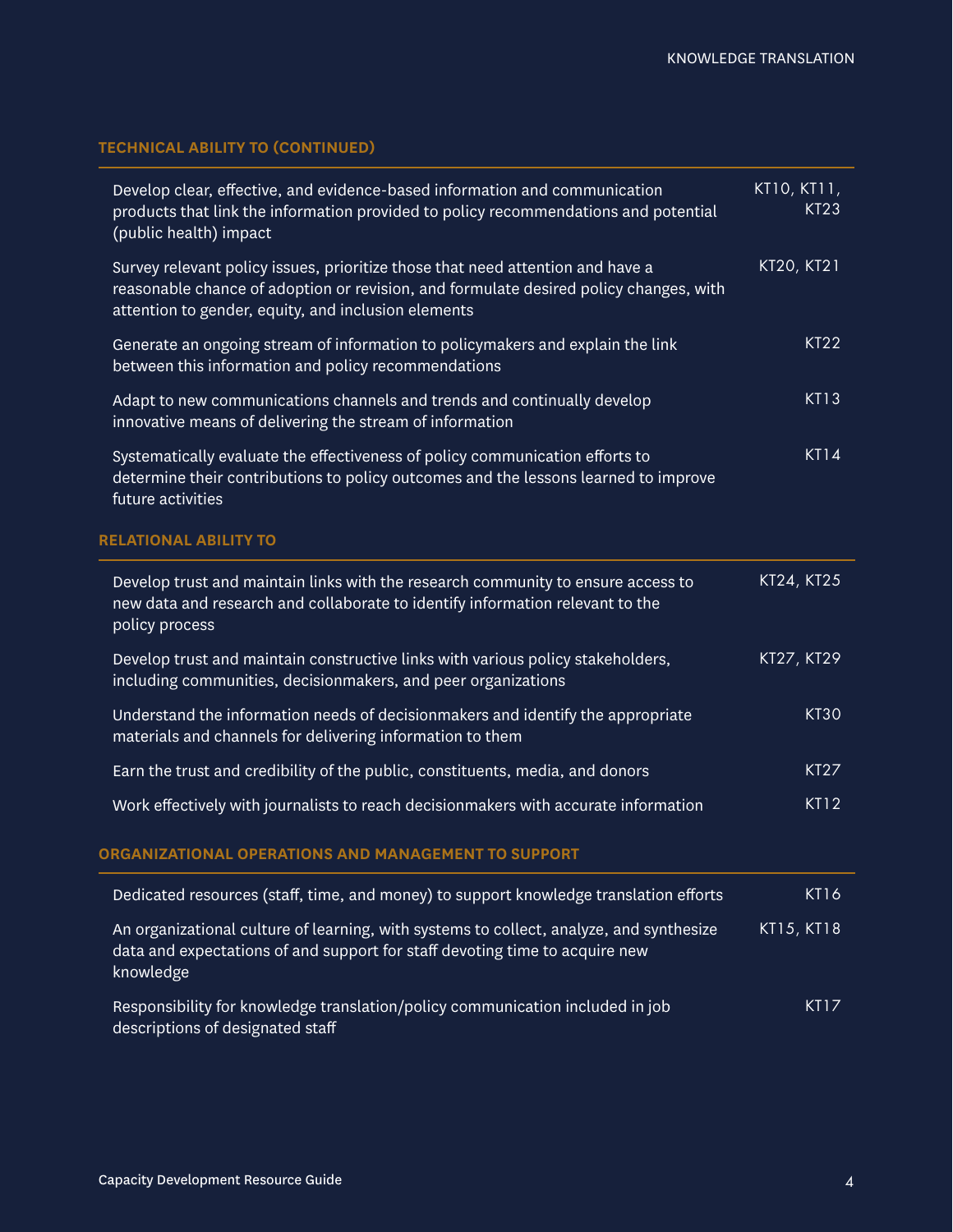### TECHNICAL ABILITY TO (CONTINUED)

| | |
|---|---|
| Develop clear, effective, and evidence-based information and communication products that link the information provided to policy recommendations and potential (public health) impact | KT10, KT11, KT23 |
| Survey relevant policy issues, prioritize those that need attention and have a reasonable chance of adoption or revision, and formulate desired policy changes, with attention to gender, equity, and inclusion elements | KT20, KT21 |
| Generate an ongoing stream of information to policymakers and explain the link between this information and policy recommendations | KT22 |
| Adapt to new communications channels and trends and continually develop innovative means of delivering the stream of information | KT13 |
| Systematically evaluate the effectiveness of policy communication efforts to determine their contributions to policy outcomes and the lessons learned to improve future activities | KT14 |

### RELATIONAL ABILITY TO

| | |
|---|---|
| Develop trust and maintain links with the research community to ensure access to new data and research and collaborate to identify information relevant to the policy process | KT24, KT25 |
| Develop trust and maintain constructive links with various policy stakeholders, including communities, decisionmakers, and peer organizations | KT27, KT29 |
| Understand the information needs of decisionmakers and identify the appropriate materials and channels for delivering information to them | KT30 |
| Earn the trust and credibility of the public, constituents, media, and donors | KT27 |
| Work effectively with journalists to reach decisionmakers with accurate information | KT12 |

### ORGANIZATIONAL OPERATIONS AND MANAGEMENT TO SUPPORT

| | |
|---|---|
| Dedicated resources (staff, time, and money) to support knowledge translation efforts | KT16 |
| An organizational culture of learning, with systems to collect, analyze, and synthesize data and expectations of and support for staff devoting time to acquire new knowledge | KT15, KT18 |
| Responsibility for knowledge translation/policy communication included in job descriptions of designated staff | KT17 |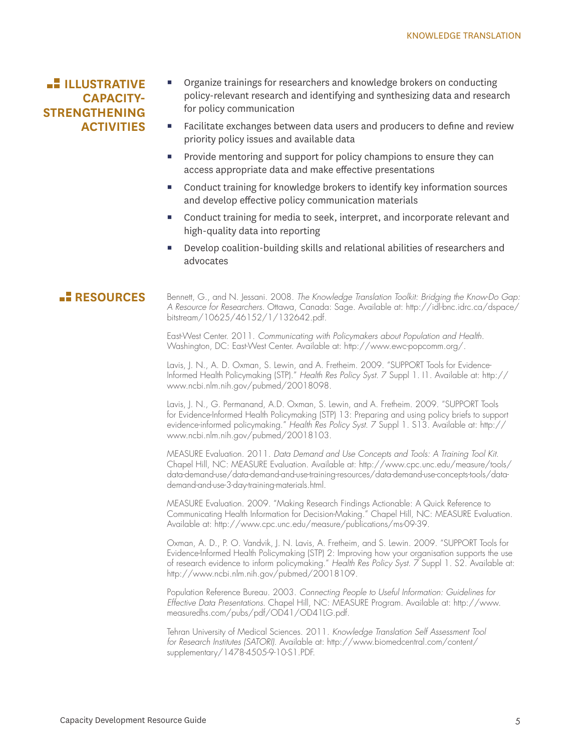## ILLUSTRATIVE CAPACITY-STRENGTHENING ACTIVITIES

- Organize trainings for researchers and knowledge brokers on conducting policy-relevant research and identifying and synthesizing data and research for policy communication
- Facilitate exchanges between data users and producers to define and review priority policy issues and available data
- Provide mentoring and support for policy champions to ensure they can access appropriate data and make effective presentations
- Conduct training for knowledge brokers to identify key information sources and develop effective policy communication materials
- Conduct training for media to seek, interpret, and incorporate relevant and high-quality data into reporting
- Develop coalition-building skills and relational abilities of researchers and advocates

## RESOURCES

Bennett, G., and N. Jessani. 2008. *The Knowledge Translation Toolkit: Bridging the Know-Do Gap: A Resource for Researchers.* Ottawa, Canada: Sage. Available at: http://idl-bnc.idrc.ca/dspace/bitstream/10625/46152/1/132642.pdf.

East-West Center. 2011. *Communicating with Policymakers about Population and Health.* Washington, DC: East-West Center. Available at: http://www.ewc-popcomm.org/.

Lavis, J. N., A. D. Oxman, S. Lewin, and A. Fretheim. 2009. "SUPPORT Tools for Evidence-Informed Health Policymaking (STP)." *Health Res Policy Syst. 7* Suppl 1. I1. Available at: http://www.ncbi.nlm.nih.gov/pubmed/20018098.

Lavis, J. N., G. Permanand, A.D. Oxman, S. Lewin, and A. Fretheim. 2009. "SUPPORT Tools for Evidence-Informed Health Policymaking (STP) 13: Preparing and using policy briefs to support evidence-informed policymaking." *Health Res Policy Syst. 7* Suppl 1. S13. Available at: http://www.ncbi.nlm.nih.gov/pubmed/20018103.

MEASURE Evaluation. 2011. *Data Demand and Use Concepts and Tools: A Training Tool Kit.* Chapel Hill, NC: MEASURE Evaluation. Available at: http://www.cpc.unc.edu/measure/tools/data-demand-use/data-demand-and-use-training-resources/data-demand-use-concepts-tools/data-demand-and-use-3-day-training-materials.html.

MEASURE Evaluation. 2009. "Making Research Findings Actionable: A Quick Reference to Communicating Health Information for Decision-Making." Chapel Hill, NC: MEASURE Evaluation. Available at: http://www.cpc.unc.edu/measure/publications/ms-09-39.

Oxman, A. D., P. O. Vandvik, J. N. Lavis, A. Fretheim, and S. Lewin. 2009. "SUPPORT Tools for Evidence-Informed Health Policymaking (STP) 2: Improving how your organisation supports the use of research evidence to inform policymaking." *Health Res Policy Syst. 7* Suppl 1. S2. Available at: http://www.ncbi.nlm.nih.gov/pubmed/20018109.

Population Reference Bureau. 2003. *Connecting People to Useful Information: Guidelines for Effective Data Presentations.* Chapel Hill, NC: MEASURE Program. Available at: http://www.measuredhs.com/pubs/pdf/OD41/OD41LG.pdf.

Tehran University of Medical Sciences. 2011. *Knowledge Translation Self Assessment Tool for Research Institutes (SATORI).* Available at: http://www.biomedcentral.com/content/supplementary/1478-4505-9-10-S1.PDF.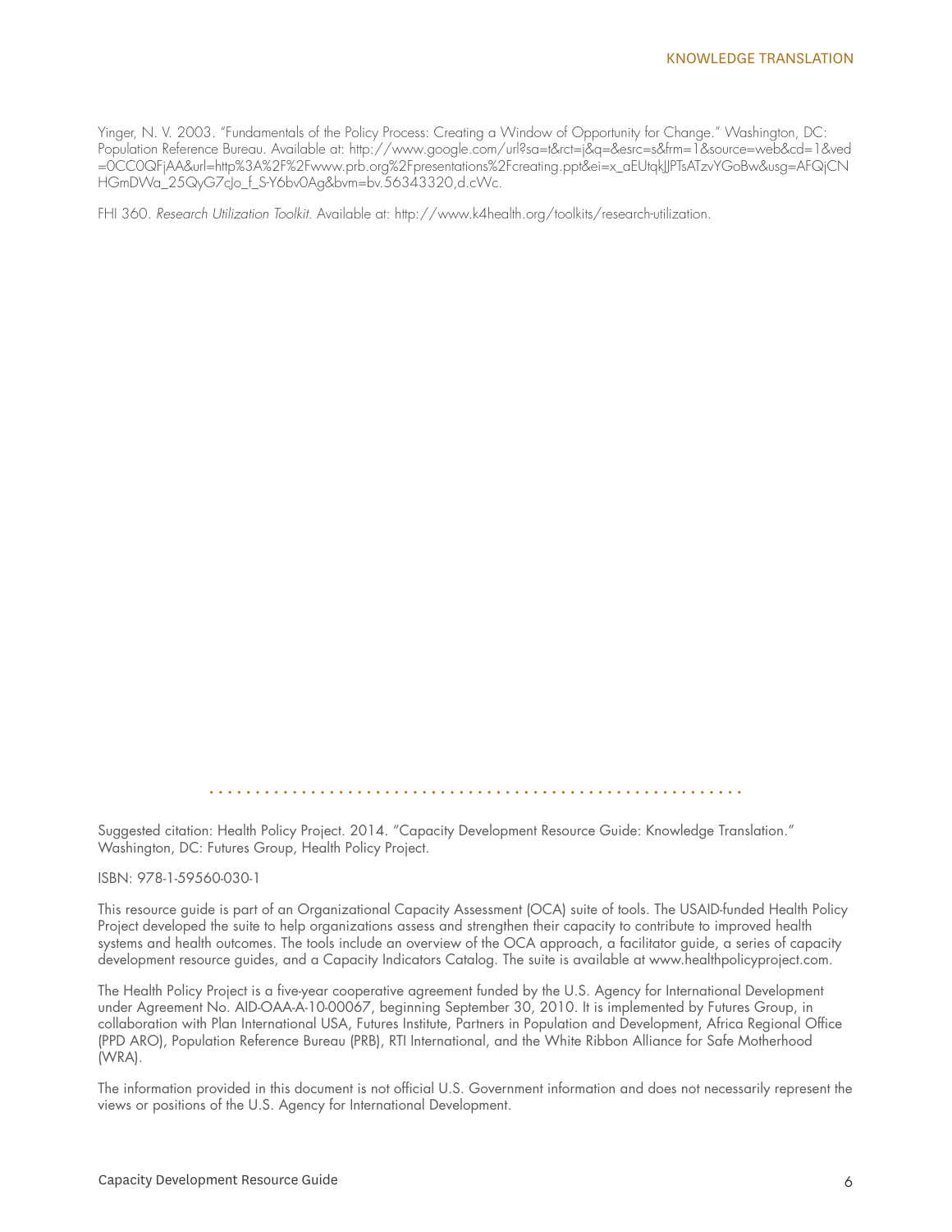Yinger, N. V. 2003. "Fundamentals of the Policy Process: Creating a Window of Opportunity for Change." Washington, DC: Population Reference Bureau. Available at: http://www.google.com/url?sa=t&rct=j&q=&esrc=s&frm=1&source=web&cd=1&ved=0CC0QFjAA&url=http%3A%2F%2Fwww.prb.org%2Fpresentations%2Fcreating.ppt&ei=x_aEUtqkJJPTsATzvYGoBw&usg=AFQjCNHGmDWa_25QyG7cJo_f_S-Y6bv0Ag&bvm=bv.56343320,d.cWc.

FHI 360. *Research Utilization Toolkit.* Available at: http://www.k4health.org/toolkits/research-utilization.

---

Suggested citation: Health Policy Project. 2014. "Capacity Development Resource Guide: Knowledge Translation." Washington, DC: Futures Group, Health Policy Project.

ISBN: 978-1-59560-030-1

This resource guide is part of an Organizational Capacity Assessment (OCA) suite of tools. The USAID-funded Health Policy Project developed the suite to help organizations assess and strengthen their capacity to contribute to improved health systems and health outcomes. The tools include an overview of the OCA approach, a facilitator guide, a series of capacity development resource guides, and a Capacity Indicators Catalog. The suite is available at www.healthpolicyproject.com.

The Health Policy Project is a five-year cooperative agreement funded by the U.S. Agency for International Development under Agreement No. AID-OAA-A-10-00067, beginning September 30, 2010. It is implemented by Futures Group, in collaboration with Plan International USA, Futures Institute, Partners in Population and Development, Africa Regional Office (PPD ARO), Population Reference Bureau (PRB), RTI International, and the White Ribbon Alliance for Safe Motherhood (WRA).

The information provided in this document is not official U.S. Government information and does not necessarily represent the views or positions of the U.S. Agency for International Development.